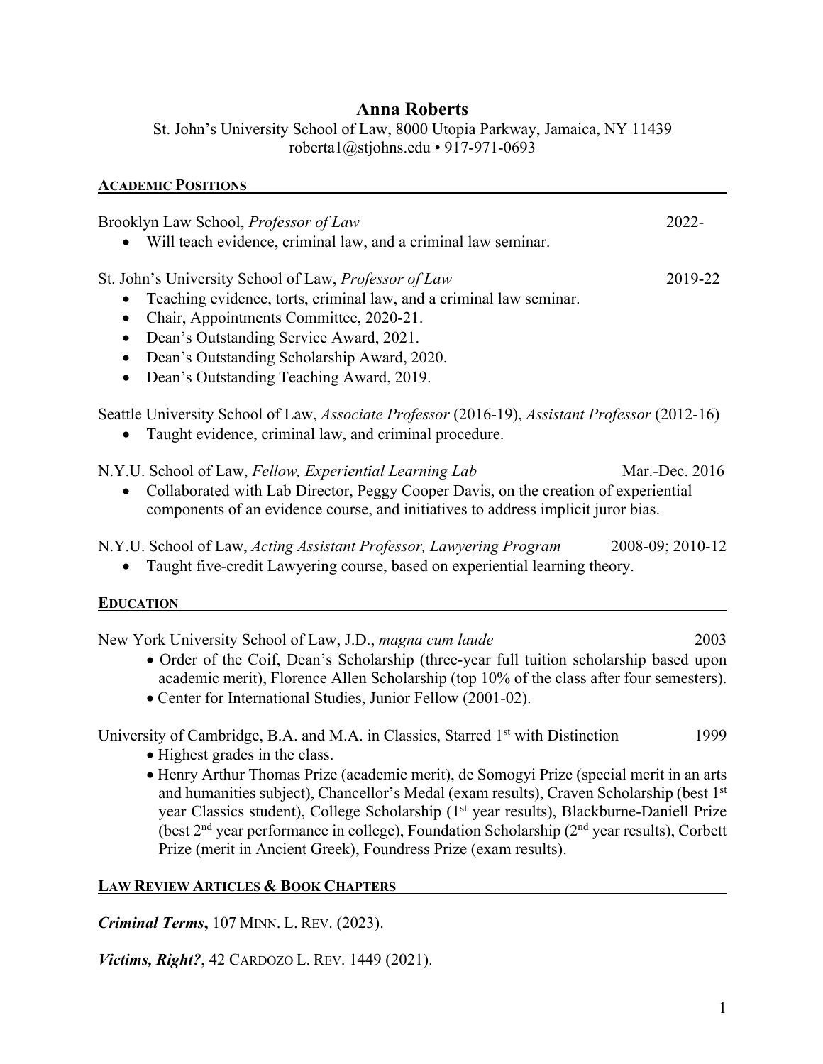# Anna Roberts

St. John's University School of Law, 8000 Utopia Parkway, Jamaica, NY 11439
roberta1@stjohns.edu • 917-971-0693

## ACADEMIC POSITIONS

Brooklyn Law School, *Professor of Law* 2022-

- Will teach evidence, criminal law, and a criminal law seminar.

St. John's University School of Law, *Professor of Law* 2019-22

- Teaching evidence, torts, criminal law, and a criminal law seminar.
- Chair, Appointments Committee, 2020-21.
- Dean's Outstanding Service Award, 2021.
- Dean's Outstanding Scholarship Award, 2020.
- Dean's Outstanding Teaching Award, 2019.

Seattle University School of Law, *Associate Professor* (2016-19), *Assistant Professor* (2012-16)

- Taught evidence, criminal law, and criminal procedure.

N.Y.U. School of Law, *Fellow, Experiential Learning Lab* Mar.-Dec. 2016

- Collaborated with Lab Director, Peggy Cooper Davis, on the creation of experiential components of an evidence course, and initiatives to address implicit juror bias.

N.Y.U. School of Law, *Acting Assistant Professor, Lawyering Program* 2008-09; 2010-12

- Taught five-credit Lawyering course, based on experiential learning theory.

## EDUCATION

New York University School of Law, J.D., *magna cum laude* 2003

- Order of the Coif, Dean's Scholarship (three-year full tuition scholarship based upon academic merit), Florence Allen Scholarship (top 10% of the class after four semesters).
- Center for International Studies, Junior Fellow (2001-02).

University of Cambridge, B.A. and M.A. in Classics, Starred 1st with Distinction 1999

- Highest grades in the class.
- Henry Arthur Thomas Prize (academic merit), de Somogyi Prize (special merit in an arts and humanities subject), Chancellor's Medal (exam results), Craven Scholarship (best 1st year Classics student), College Scholarship (1st year results), Blackburne-Daniell Prize (best 2nd year performance in college), Foundation Scholarship (2nd year results), Corbett Prize (merit in Ancient Greek), Foundress Prize (exam results).

## LAW REVIEW ARTICLES & BOOK CHAPTERS

***Criminal Terms***, 107 MINN. L. REV. (2023).

***Victims, Right?***, 42 CARDOZO L. REV. 1449 (2021).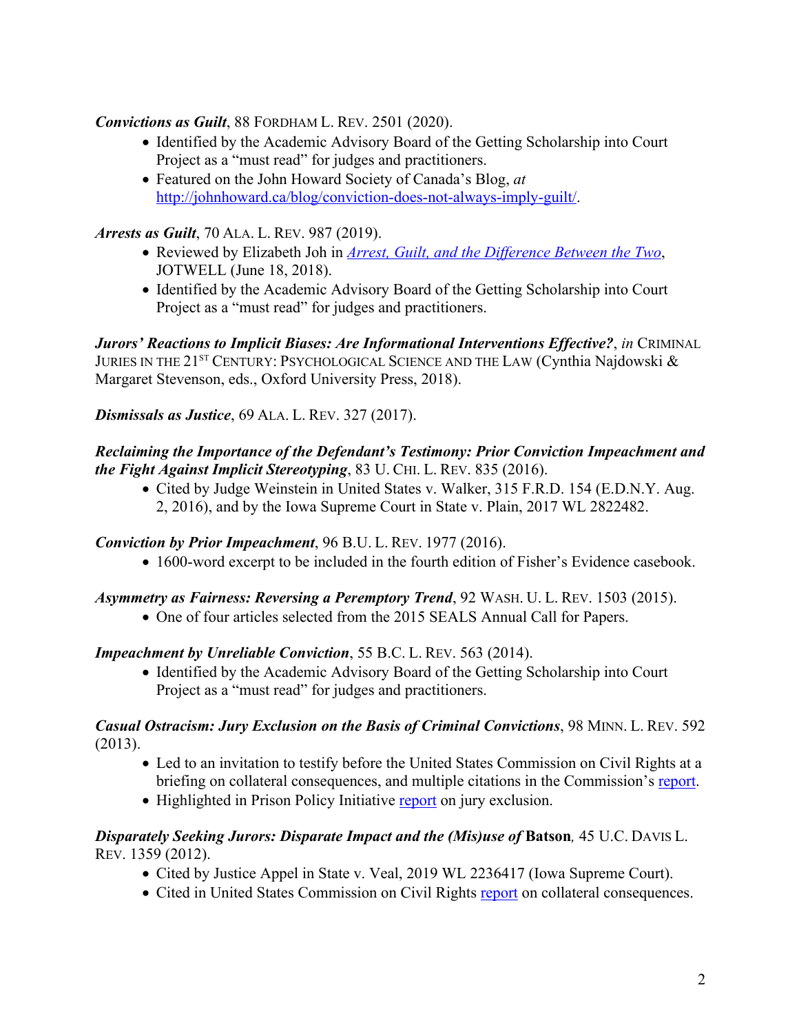***Convictions as Guilt***, 88 FORDHAM L. REV. 2501 (2020).

- Identified by the Academic Advisory Board of the Getting Scholarship into Court Project as a "must read" for judges and practitioners.
- Featured on the John Howard Society of Canada's Blog, *at* http://johnhoward.ca/blog/conviction-does-not-always-imply-guilt/.

***Arrests as Guilt***, 70 ALA. L. REV. 987 (2019).

- Reviewed by Elizabeth Joh in *Arrest, Guilt, and the Difference Between the Two*, JOTWELL (June 18, 2018).
- Identified by the Academic Advisory Board of the Getting Scholarship into Court Project as a "must read" for judges and practitioners.

***Jurors' Reactions to Implicit Biases: Are Informational Interventions Effective?***, *in* CRIMINAL JURIES IN THE 21ST CENTURY: PSYCHOLOGICAL SCIENCE AND THE LAW (Cynthia Najdowski & Margaret Stevenson, eds., Oxford University Press, 2018).

***Dismissals as Justice***, 69 ALA. L. REV. 327 (2017).

***Reclaiming the Importance of the Defendant's Testimony: Prior Conviction Impeachment and the Fight Against Implicit Stereotyping***, 83 U. CHI. L. REV. 835 (2016).

- Cited by Judge Weinstein in United States v. Walker, 315 F.R.D. 154 (E.D.N.Y. Aug. 2, 2016), and by the Iowa Supreme Court in State v. Plain, 2017 WL 2822482.

***Conviction by Prior Impeachment***, 96 B.U. L. REV. 1977 (2016).

- 1600-word excerpt to be included in the fourth edition of Fisher's Evidence casebook.

***Asymmetry as Fairness: Reversing a Peremptory Trend***, 92 WASH. U. L. REV. 1503 (2015).

- One of four articles selected from the 2015 SEALS Annual Call for Papers.

***Impeachment by Unreliable Conviction***, 55 B.C. L. REV. 563 (2014).

- Identified by the Academic Advisory Board of the Getting Scholarship into Court Project as a "must read" for judges and practitioners.

***Casual Ostracism: Jury Exclusion on the Basis of Criminal Convictions***, 98 MINN. L. REV. 592 (2013).

- Led to an invitation to testify before the United States Commission on Civil Rights at a briefing on collateral consequences, and multiple citations in the Commission's report.
- Highlighted in Prison Policy Initiative report on jury exclusion.

***Disparately Seeking Jurors: Disparate Impact and the (Mis)use of* Batson**, 45 U.C. DAVIS L. REV. 1359 (2012).

- Cited by Justice Appel in State v. Veal, 2019 WL 2236417 (Iowa Supreme Court).
- Cited in United States Commission on Civil Rights report on collateral consequences.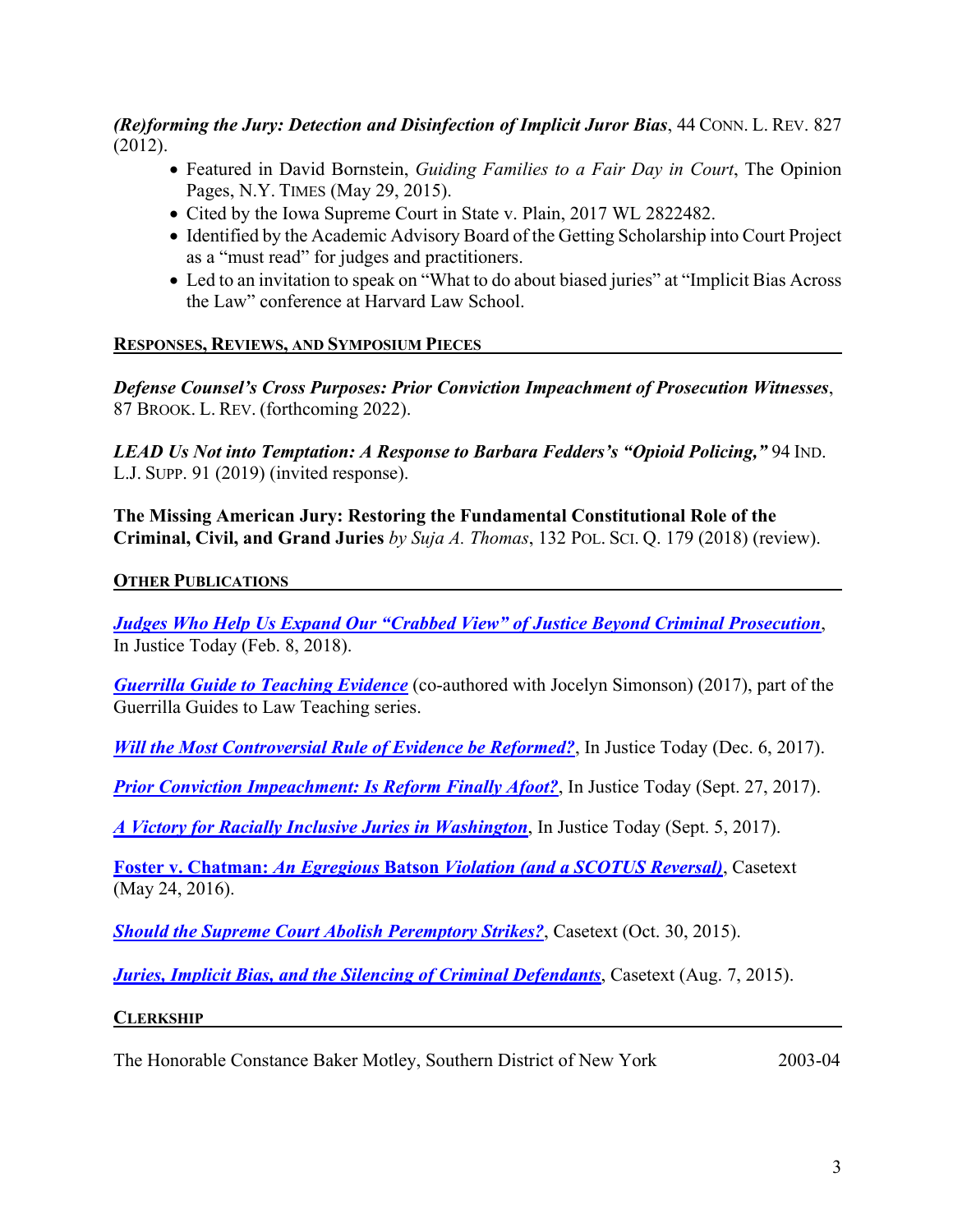***(Re)forming the Jury: Detection and Disinfection of Implicit Juror Bias***, 44 CONN. L. REV. 827 (2012).

- Featured in David Bornstein, *Guiding Families to a Fair Day in Court*, The Opinion Pages, N.Y. TIMES (May 29, 2015).
- Cited by the Iowa Supreme Court in State v. Plain, 2017 WL 2822482.
- Identified by the Academic Advisory Board of the Getting Scholarship into Court Project as a "must read" for judges and practitioners.
- Led to an invitation to speak on "What to do about biased juries" at "Implicit Bias Across the Law" conference at Harvard Law School.

## RESPONSES, REVIEWS, AND SYMPOSIUM PIECES

***Defense Counsel's Cross Purposes: Prior Conviction Impeachment of Prosecution Witnesses***, 87 BROOK. L. REV. (forthcoming 2022).

***LEAD Us Not into Temptation: A Response to Barbara Fedders's "Opioid Policing,"*** 94 IND. L.J. SUPP. 91 (2019) (invited response).

**The Missing American Jury: Restoring the Fundamental Constitutional Role of the Criminal, Civil, and Grand Juries** *by Suja A. Thomas*, 132 POL. SCI. Q. 179 (2018) (review).

## OTHER PUBLICATIONS

***Judges Who Help Us Expand Our "Crabbed View" of Justice Beyond Criminal Prosecution***, In Justice Today (Feb. 8, 2018).

***Guerrilla Guide to Teaching Evidence*** (co-authored with Jocelyn Simonson) (2017), part of the Guerrilla Guides to Law Teaching series.

***Will the Most Controversial Rule of Evidence be Reformed?***, In Justice Today (Dec. 6, 2017).

***Prior Conviction Impeachment: Is Reform Finally Afoot?***, In Justice Today (Sept. 27, 2017).

***A Victory for Racially Inclusive Juries in Washington***, In Justice Today (Sept. 5, 2017).

**Foster v. Chatman:** ***An Egregious*** **Batson** ***Violation (and a SCOTUS Reversal)***, Casetext (May 24, 2016).

***Should the Supreme Court Abolish Peremptory Strikes?***, Casetext (Oct. 30, 2015).

***Juries, Implicit Bias, and the Silencing of Criminal Defendants***, Casetext (Aug. 7, 2015).

## CLERKSHIP

The Honorable Constance Baker Motley, Southern District of New York 2003-04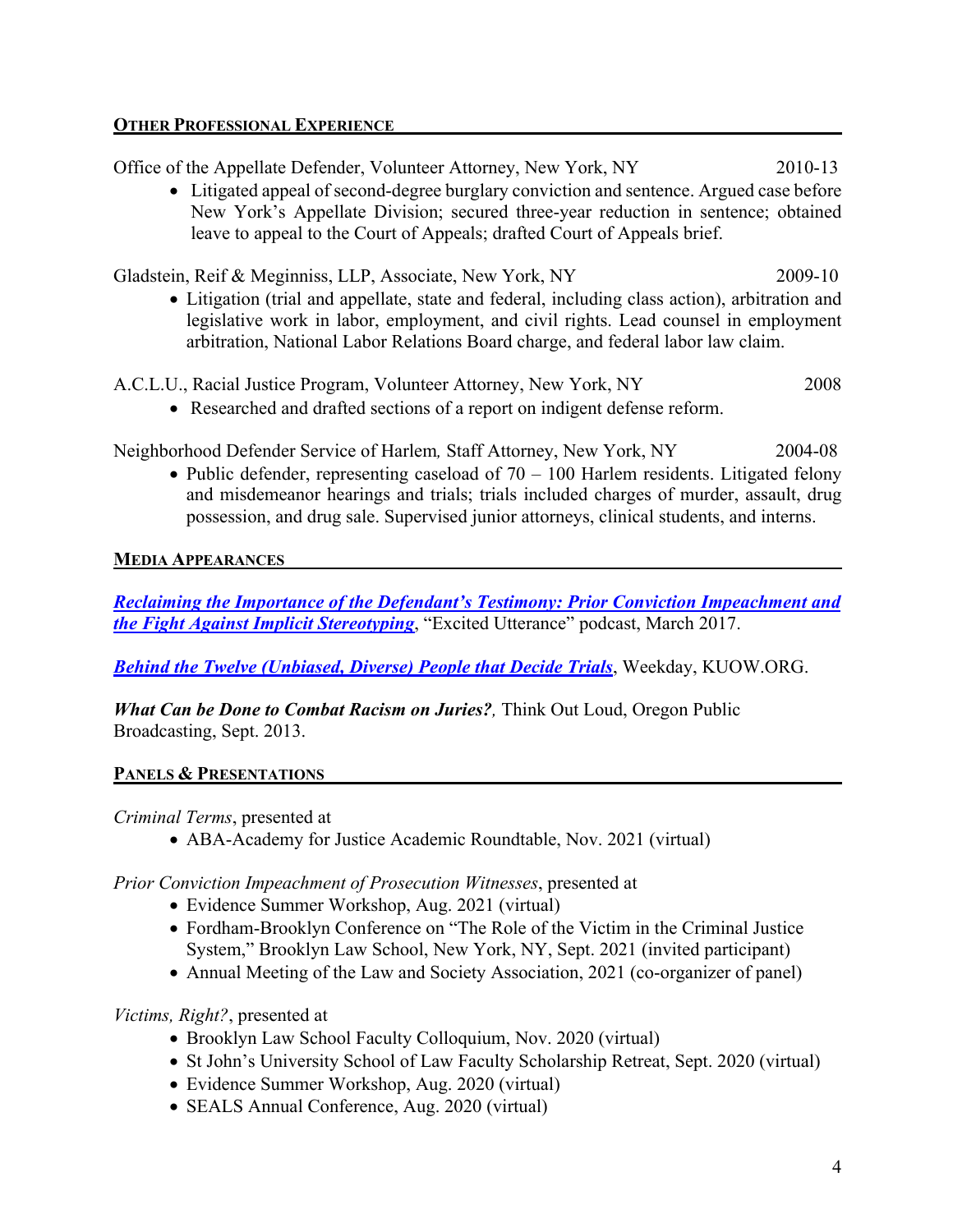## OTHER PROFESSIONAL EXPERIENCE

Office of the Appellate Defender, Volunteer Attorney, New York, NY — 2010-13

- Litigated appeal of second-degree burglary conviction and sentence. Argued case before New York's Appellate Division; secured three-year reduction in sentence; obtained leave to appeal to the Court of Appeals; drafted Court of Appeals brief.

Gladstein, Reif & Meginniss, LLP, Associate, New York, NY — 2009-10

- Litigation (trial and appellate, state and federal, including class action), arbitration and legislative work in labor, employment, and civil rights. Lead counsel in employment arbitration, National Labor Relations Board charge, and federal labor law claim.

A.C.L.U., Racial Justice Program, Volunteer Attorney, New York, NY — 2008

- Researched and drafted sections of a report on indigent defense reform.

Neighborhood Defender Service of Harlem*,* Staff Attorney, New York, NY — 2004-08

- Public defender, representing caseload of 70 – 100 Harlem residents. Litigated felony and misdemeanor hearings and trials; trials included charges of murder, assault, drug possession, and drug sale. Supervised junior attorneys, clinical students, and interns.

## MEDIA APPEARANCES

***Reclaiming the Importance of the Defendant's Testimony: Prior Conviction Impeachment and the Fight Against Implicit Stereotyping***, "Excited Utterance" podcast, March 2017.

***Behind the Twelve (Unbiased, Diverse) People that Decide Trials***, Weekday, KUOW.ORG.

***What Can be Done to Combat Racism on Juries?****,* Think Out Loud, Oregon Public Broadcasting, Sept. 2013.

## PANELS & PRESENTATIONS

*Criminal Terms*, presented at

- ABA-Academy for Justice Academic Roundtable, Nov. 2021 (virtual)

*Prior Conviction Impeachment of Prosecution Witnesses*, presented at

- Evidence Summer Workshop, Aug. 2021 (virtual)
- Fordham-Brooklyn Conference on "The Role of the Victim in the Criminal Justice System," Brooklyn Law School, New York, NY, Sept. 2021 (invited participant)
- Annual Meeting of the Law and Society Association, 2021 (co-organizer of panel)

*Victims, Right?*, presented at

- Brooklyn Law School Faculty Colloquium, Nov. 2020 (virtual)
- St John's University School of Law Faculty Scholarship Retreat, Sept. 2020 (virtual)
- Evidence Summer Workshop, Aug. 2020 (virtual)
- SEALS Annual Conference, Aug. 2020 (virtual)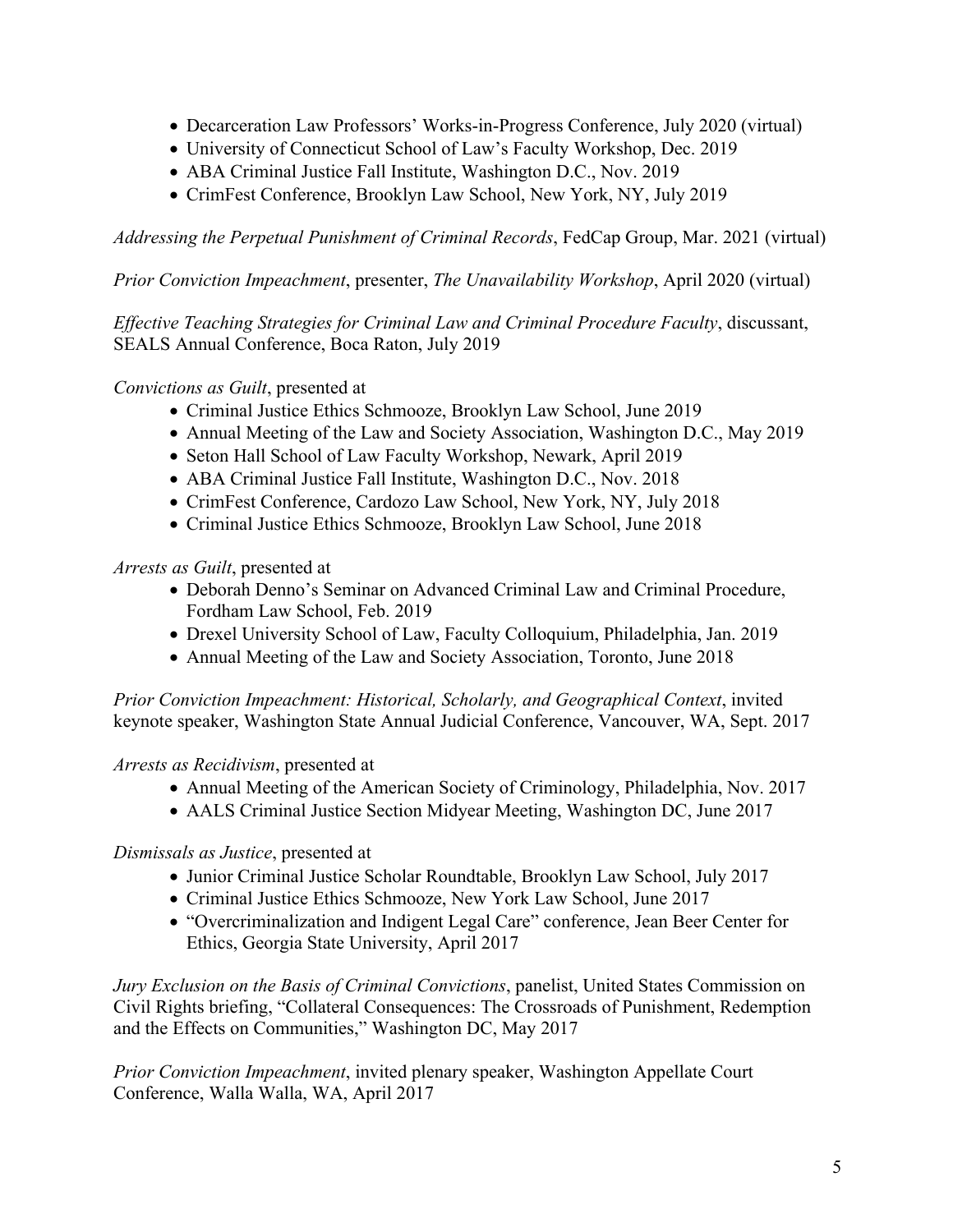- Decarceration Law Professors' Works-in-Progress Conference, July 2020 (virtual)
- University of Connecticut School of Law's Faculty Workshop, Dec. 2019
- ABA Criminal Justice Fall Institute, Washington D.C., Nov. 2019
- CrimFest Conference, Brooklyn Law School, New York, NY, July 2019

*Addressing the Perpetual Punishment of Criminal Records*, FedCap Group, Mar. 2021 (virtual)

*Prior Conviction Impeachment*, presenter, *The Unavailability Workshop*, April 2020 (virtual)

*Effective Teaching Strategies for Criminal Law and Criminal Procedure Faculty*, discussant, SEALS Annual Conference, Boca Raton, July 2019

*Convictions as Guilt*, presented at

- Criminal Justice Ethics Schmooze, Brooklyn Law School, June 2019
- Annual Meeting of the Law and Society Association, Washington D.C., May 2019
- Seton Hall School of Law Faculty Workshop, Newark, April 2019
- ABA Criminal Justice Fall Institute, Washington D.C., Nov. 2018
- CrimFest Conference, Cardozo Law School, New York, NY, July 2018
- Criminal Justice Ethics Schmooze, Brooklyn Law School, June 2018

*Arrests as Guilt*, presented at

- Deborah Denno's Seminar on Advanced Criminal Law and Criminal Procedure, Fordham Law School, Feb. 2019
- Drexel University School of Law, Faculty Colloquium, Philadelphia, Jan. 2019
- Annual Meeting of the Law and Society Association, Toronto, June 2018

*Prior Conviction Impeachment: Historical, Scholarly, and Geographical Context*, invited keynote speaker, Washington State Annual Judicial Conference, Vancouver, WA, Sept. 2017

*Arrests as Recidivism*, presented at

- Annual Meeting of the American Society of Criminology, Philadelphia, Nov. 2017
- AALS Criminal Justice Section Midyear Meeting, Washington DC, June 2017

*Dismissals as Justice*, presented at

- Junior Criminal Justice Scholar Roundtable, Brooklyn Law School, July 2017
- Criminal Justice Ethics Schmooze, New York Law School, June 2017
- "Overcriminalization and Indigent Legal Care" conference, Jean Beer Center for Ethics, Georgia State University, April 2017

*Jury Exclusion on the Basis of Criminal Convictions*, panelist, United States Commission on Civil Rights briefing, "Collateral Consequences: The Crossroads of Punishment, Redemption and the Effects on Communities," Washington DC, May 2017

*Prior Conviction Impeachment*, invited plenary speaker, Washington Appellate Court Conference, Walla Walla, WA, April 2017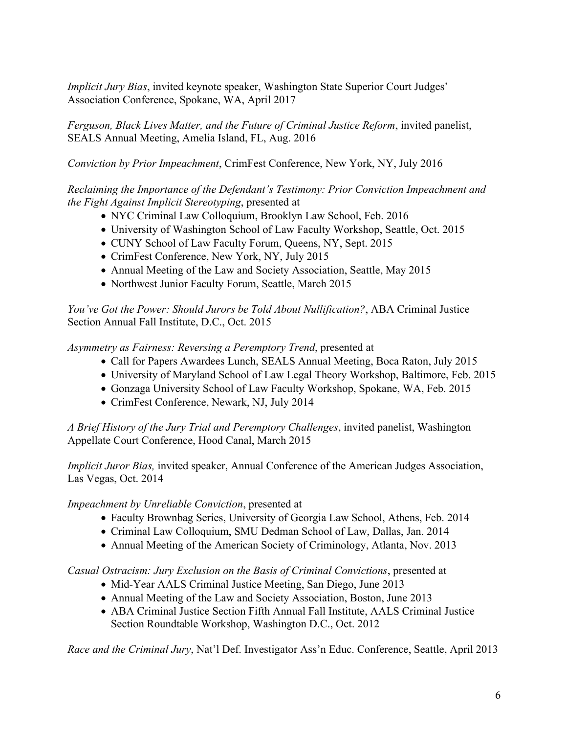*Implicit Jury Bias*, invited keynote speaker, Washington State Superior Court Judges' Association Conference, Spokane, WA, April 2017

*Ferguson, Black Lives Matter, and the Future of Criminal Justice Reform*, invited panelist, SEALS Annual Meeting, Amelia Island, FL, Aug. 2016

*Conviction by Prior Impeachment*, CrimFest Conference, New York, NY, July 2016

*Reclaiming the Importance of the Defendant's Testimony: Prior Conviction Impeachment and the Fight Against Implicit Stereotyping*, presented at

- NYC Criminal Law Colloquium, Brooklyn Law School, Feb. 2016
- University of Washington School of Law Faculty Workshop, Seattle, Oct. 2015
- CUNY School of Law Faculty Forum, Queens, NY, Sept. 2015
- CrimFest Conference, New York, NY, July 2015
- Annual Meeting of the Law and Society Association, Seattle, May 2015
- Northwest Junior Faculty Forum, Seattle, March 2015

*You've Got the Power: Should Jurors be Told About Nullification?*, ABA Criminal Justice Section Annual Fall Institute, D.C., Oct. 2015

*Asymmetry as Fairness: Reversing a Peremptory Trend*, presented at

- Call for Papers Awardees Lunch, SEALS Annual Meeting, Boca Raton, July 2015
- University of Maryland School of Law Legal Theory Workshop, Baltimore, Feb. 2015
- Gonzaga University School of Law Faculty Workshop, Spokane, WA, Feb. 2015
- CrimFest Conference, Newark, NJ, July 2014

*A Brief History of the Jury Trial and Peremptory Challenges*, invited panelist, Washington Appellate Court Conference, Hood Canal, March 2015

*Implicit Juror Bias,* invited speaker, Annual Conference of the American Judges Association, Las Vegas, Oct. 2014

*Impeachment by Unreliable Conviction*, presented at

- Faculty Brownbag Series, University of Georgia Law School, Athens, Feb. 2014
- Criminal Law Colloquium, SMU Dedman School of Law, Dallas, Jan. 2014
- Annual Meeting of the American Society of Criminology, Atlanta, Nov. 2013

*Casual Ostracism: Jury Exclusion on the Basis of Criminal Convictions*, presented at

- Mid-Year AALS Criminal Justice Meeting, San Diego, June 2013
- Annual Meeting of the Law and Society Association, Boston, June 2013
- ABA Criminal Justice Section Fifth Annual Fall Institute, AALS Criminal Justice Section Roundtable Workshop, Washington D.C., Oct. 2012

*Race and the Criminal Jury*, Nat'l Def. Investigator Ass'n Educ. Conference, Seattle, April 2013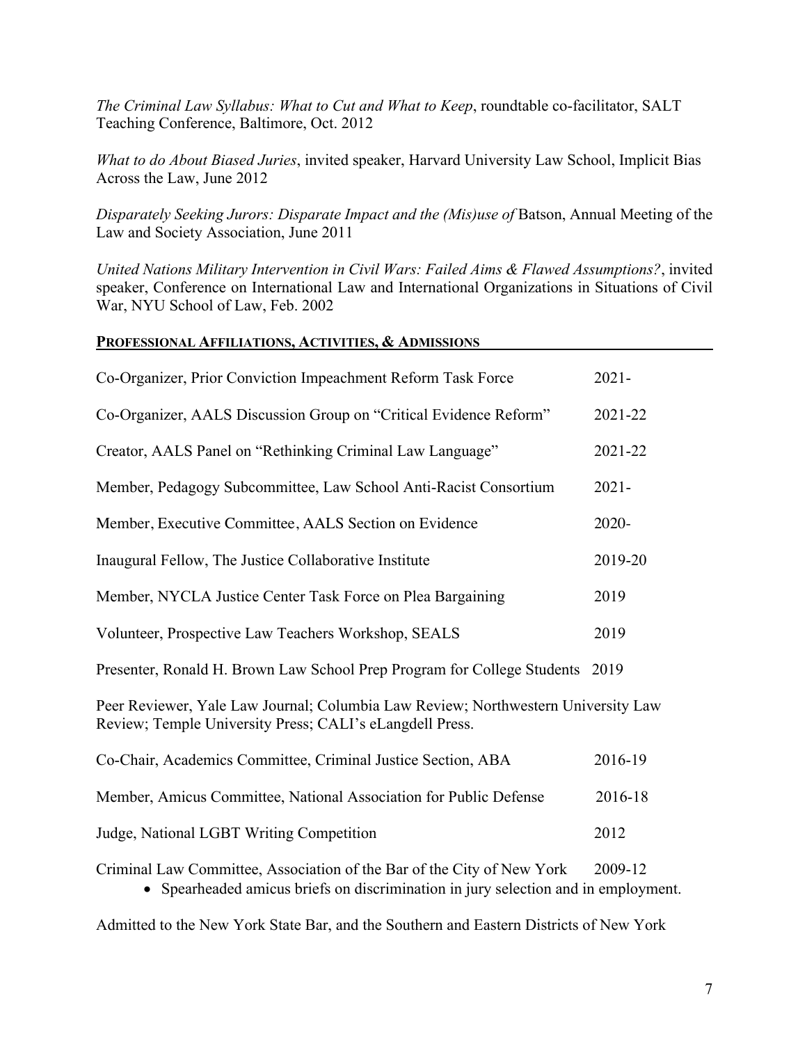*The Criminal Law Syllabus: What to Cut and What to Keep*, roundtable co-facilitator, SALT Teaching Conference, Baltimore, Oct. 2012

*What to do About Biased Juries*, invited speaker, Harvard University Law School, Implicit Bias Across the Law, June 2012

*Disparately Seeking Jurors: Disparate Impact and the (Mis)use of* Batson, Annual Meeting of the Law and Society Association, June 2011

*United Nations Military Intervention in Civil Wars: Failed Aims & Flawed Assumptions?*, invited speaker, Conference on International Law and International Organizations in Situations of Civil War, NYU School of Law, Feb. 2002

## PROFESSIONAL AFFILIATIONS, ACTIVITIES, & ADMISSIONS

Co-Organizer, Prior Conviction Impeachment Reform Task Force — 2021-

Co-Organizer, AALS Discussion Group on "Critical Evidence Reform" — 2021-22

Creator, AALS Panel on "Rethinking Criminal Law Language" — 2021-22

Member, Pedagogy Subcommittee, Law School Anti-Racist Consortium — 2021-

Member, Executive Committee, AALS Section on Evidence — 2020-

Inaugural Fellow, The Justice Collaborative Institute — 2019-20

Member, NYCLA Justice Center Task Force on Plea Bargaining — 2019

Volunteer, Prospective Law Teachers Workshop, SEALS — 2019

Presenter, Ronald H. Brown Law School Prep Program for College Students — 2019

Peer Reviewer, Yale Law Journal; Columbia Law Review; Northwestern University Law Review; Temple University Press; CALI's eLangdell Press.

Co-Chair, Academics Committee, Criminal Justice Section, ABA — 2016-19

Member, Amicus Committee, National Association for Public Defense — 2016-18

Judge, National LGBT Writing Competition — 2012

Criminal Law Committee, Association of the Bar of the City of New York — 2009-12

- Spearheaded amicus briefs on discrimination in jury selection and in employment.

Admitted to the New York State Bar, and the Southern and Eastern Districts of New York